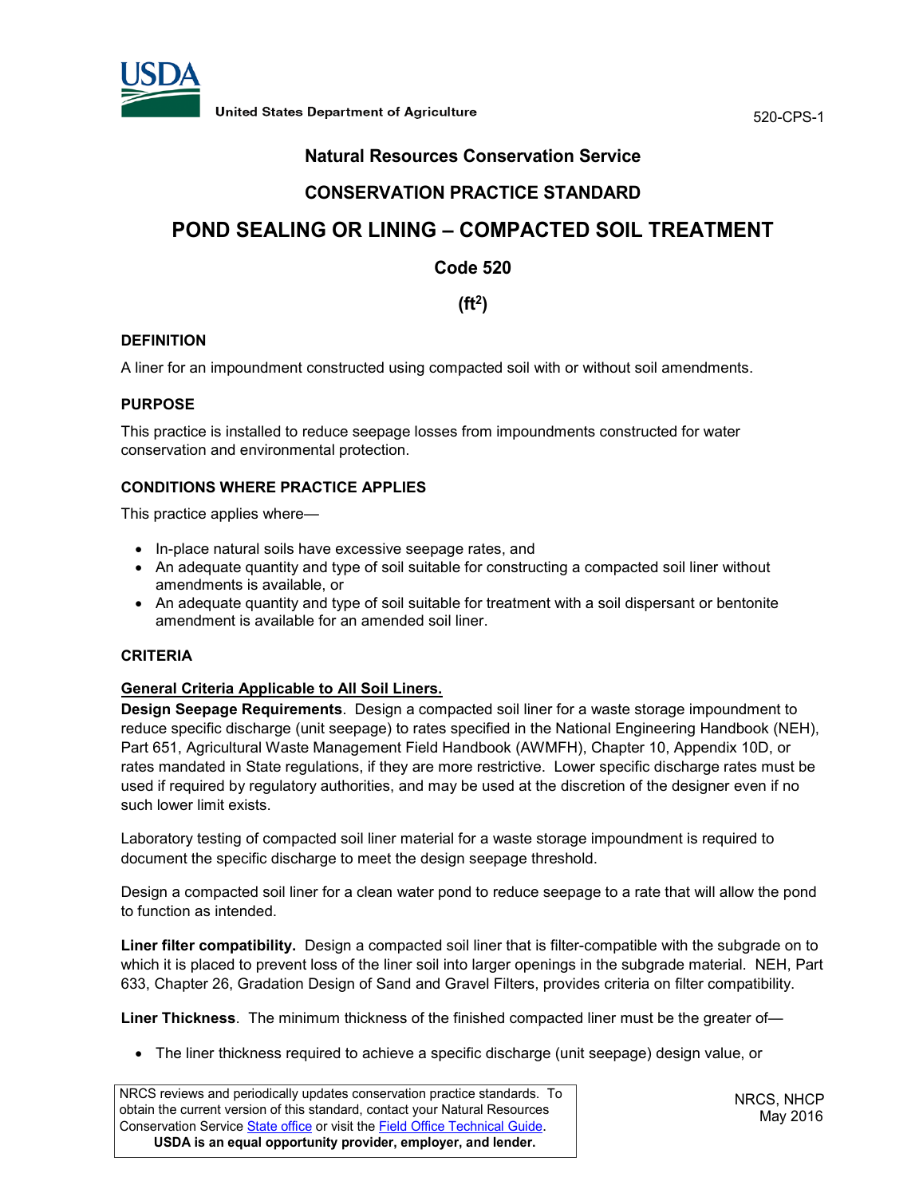## Natural Resources Conservation Service

## CONSERVATION PRACTICE STANDARD

# POND SEALING OR LINING – COMPACTED SOIL TREATMENT

## Code 520

## ($ft^2$)

### DEFINITION

A liner for an impoundment constructed using compacted soil with or without soil amendments.

### PURPOSE

This practice is installed to reduce seepage losses from impoundments constructed for water conservation and environmental protection.

### CONDITIONS WHERE PRACTICE APPLIES

This practice applies where—

- In-place natural soils have excessive seepage rates, and
- An adequate quantity and type of soil suitable for constructing a compacted soil liner without amendments is available, or
- An adequate quantity and type of soil suitable for treatment with a soil dispersant or bentonite amendment is available for an amended soil liner.

### CRITERIA

**General Criteria Applicable to All Soil Liners.**

**Design Seepage Requirements**. Design a compacted soil liner for a waste storage impoundment to reduce specific discharge (unit seepage) to rates specified in the National Engineering Handbook (NEH), Part 651, Agricultural Waste Management Field Handbook (AWMFH), Chapter 10, Appendix 10D, or rates mandated in State regulations, if they are more restrictive. Lower specific discharge rates must be used if required by regulatory authorities, and may be used at the discretion of the designer even if no such lower limit exists.

Laboratory testing of compacted soil liner material for a waste storage impoundment is required to document the specific discharge to meet the design seepage threshold.

Design a compacted soil liner for a clean water pond to reduce seepage to a rate that will allow the pond to function as intended.

**Liner filter compatibility.** Design a compacted soil liner that is filter-compatible with the subgrade on to which it is placed to prevent loss of the liner soil into larger openings in the subgrade material. NEH, Part 633, Chapter 26, Gradation Design of Sand and Gravel Filters, provides criteria on filter compatibility.

**Liner Thickness**. The minimum thickness of the finished compacted liner must be the greater of—

- The liner thickness required to achieve a specific discharge (unit seepage) design value, or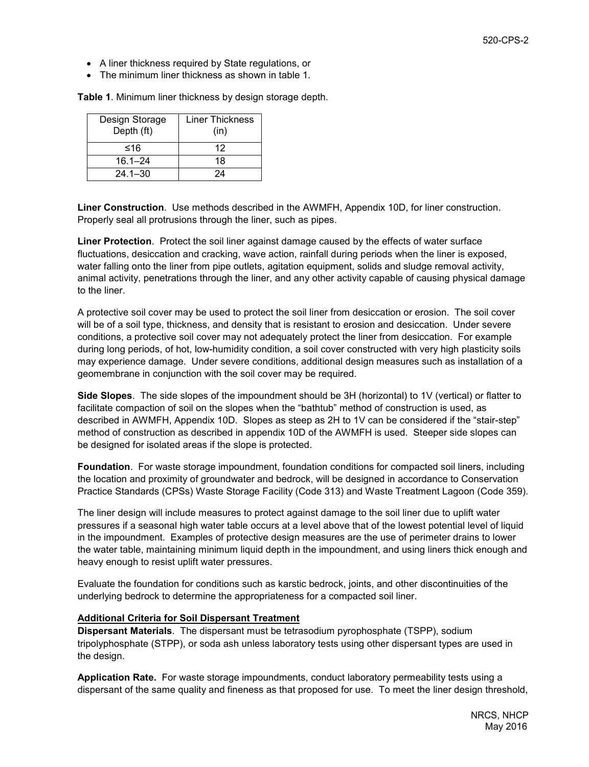- A liner thickness required by State regulations, or
- The minimum liner thickness as shown in table 1.

**Table 1**. Minimum liner thickness by design storage depth.

| Design Storage Depth (ft) | Liner Thickness (in) |
|---|---|
| ≤16 | 12 |
| 16.1–24 | 18 |
| 24.1–30 | 24 |

**Liner Construction**. Use methods described in the AWMFH, Appendix 10D, for liner construction. Properly seal all protrusions through the liner, such as pipes.

**Liner Protection**. Protect the soil liner against damage caused by the effects of water surface fluctuations, desiccation and cracking, wave action, rainfall during periods when the liner is exposed, water falling onto the liner from pipe outlets, agitation equipment, solids and sludge removal activity, animal activity, penetrations through the liner, and any other activity capable of causing physical damage to the liner.

A protective soil cover may be used to protect the soil liner from desiccation or erosion. The soil cover will be of a soil type, thickness, and density that is resistant to erosion and desiccation. Under severe conditions, a protective soil cover may not adequately protect the liner from desiccation. For example during long periods, of hot, low-humidity condition, a soil cover constructed with very high plasticity soils may experience damage. Under severe conditions, additional design measures such as installation of a geomembrane in conjunction with the soil cover may be required.

**Side Slopes**. The side slopes of the impoundment should be 3H (horizontal) to 1V (vertical) or flatter to facilitate compaction of soil on the slopes when the "bathtub" method of construction is used, as described in AWMFH, Appendix 10D. Slopes as steep as 2H to 1V can be considered if the "stair-step" method of construction as described in appendix 10D of the AWMFH is used. Steeper side slopes can be designed for isolated areas if the slope is protected.

**Foundation**. For waste storage impoundment, foundation conditions for compacted soil liners, including the location and proximity of groundwater and bedrock, will be designed in accordance to Conservation Practice Standards (CPSs) Waste Storage Facility (Code 313) and Waste Treatment Lagoon (Code 359).

The liner design will include measures to protect against damage to the soil liner due to uplift water pressures if a seasonal high water table occurs at a level above that of the lowest potential level of liquid in the impoundment. Examples of protective design measures are the use of perimeter drains to lower the water table, maintaining minimum liquid depth in the impoundment, and using liners thick enough and heavy enough to resist uplift water pressures.

Evaluate the foundation for conditions such as karstic bedrock, joints, and other discontinuities of the underlying bedrock to determine the appropriateness for a compacted soil liner.

## Additional Criteria for Soil Dispersant Treatment

**Dispersant Materials**. The dispersant must be tetrasodium pyrophosphate (TSPP), sodium tripolyphosphate (STPP), or soda ash unless laboratory tests using other dispersant types are used in the design.

**Application Rate.** For waste storage impoundments, conduct laboratory permeability tests using a dispersant of the same quality and fineness as that proposed for use. To meet the liner design threshold,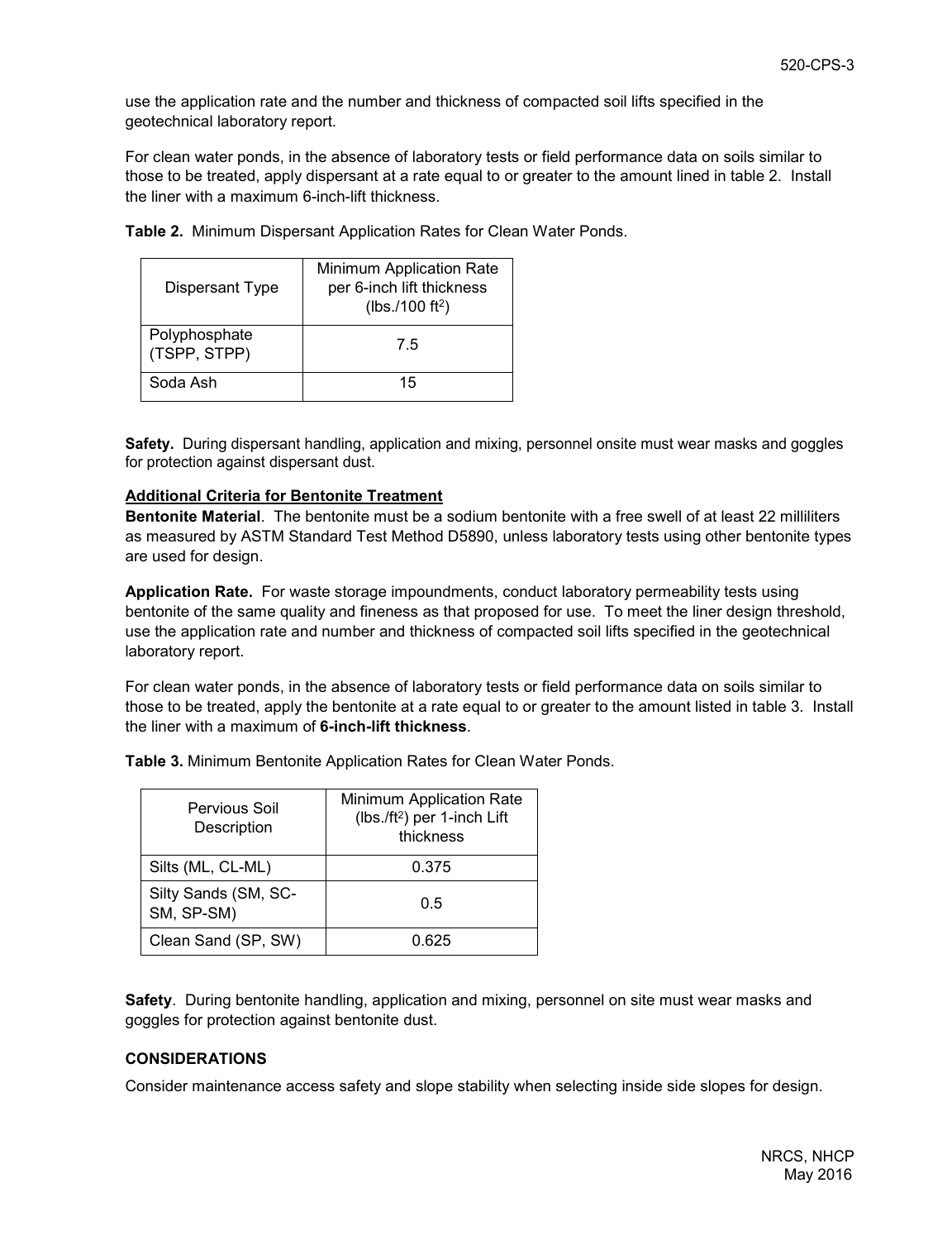use the application rate and the number and thickness of compacted soil lifts specified in the geotechnical laboratory report.

For clean water ponds, in the absence of laboratory tests or field performance data on soils similar to those to be treated, apply dispersant at a rate equal to or greater to the amount lined in table 2. Install the liner with a maximum 6-inch-lift thickness.

**Table 2.** Minimum Dispersant Application Rates for Clean Water Ponds.

| Dispersant Type | Minimum Application Rate per 6-inch lift thickness (lbs./100 $ft^2$) |
|---|---|
| Polyphosphate (TSPP, STPP) | 7.5 |
| Soda Ash | 15 |

**Safety.** During dispersant handling, application and mixing, personnel onsite must wear masks and goggles for protection against dispersant dust.

**Additional Criteria for Bentonite Treatment**

**Bentonite Material**. The bentonite must be a sodium bentonite with a free swell of at least 22 milliliters as measured by ASTM Standard Test Method D5890, unless laboratory tests using other bentonite types are used for design.

**Application Rate.** For waste storage impoundments, conduct laboratory permeability tests using bentonite of the same quality and fineness as that proposed for use. To meet the liner design threshold, use the application rate and number and thickness of compacted soil lifts specified in the geotechnical laboratory report.

For clean water ponds, in the absence of laboratory tests or field performance data on soils similar to those to be treated, apply the bentonite at a rate equal to or greater to the amount listed in table 3. Install the liner with a maximum of **6-inch-lift thickness**.

**Table 3.** Minimum Bentonite Application Rates for Clean Water Ponds.

| Pervious Soil Description | Minimum Application Rate (lbs./$ft^2$) per 1-inch Lift thickness |
|---|---|
| Silts (ML, CL-ML) | 0.375 |
| Silty Sands (SM, SC-SM, SP-SM) | 0.5 |
| Clean Sand (SP, SW) | 0.625 |

**Safety**. During bentonite handling, application and mixing, personnel on site must wear masks and goggles for protection against bentonite dust.

## CONSIDERATIONS

Consider maintenance access safety and slope stability when selecting inside side slopes for design.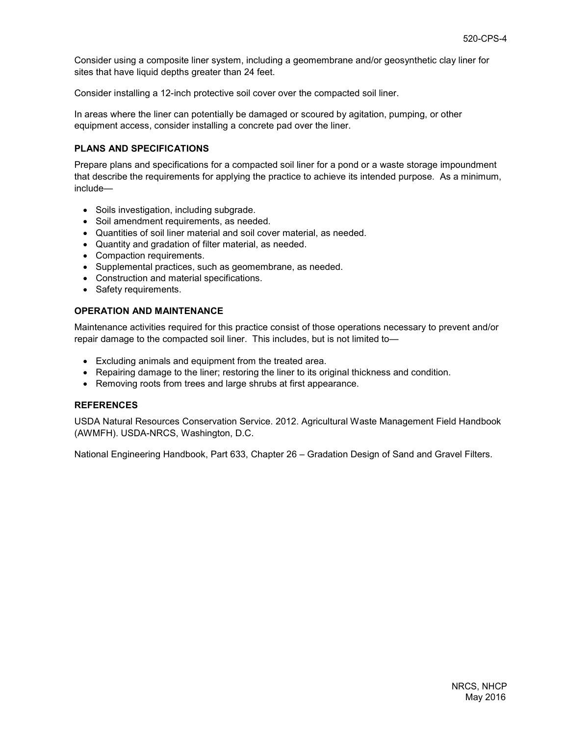Consider using a composite liner system, including a geomembrane and/or geosynthetic clay liner for sites that have liquid depths greater than 24 feet.

Consider installing a 12-inch protective soil cover over the compacted soil liner.

In areas where the liner can potentially be damaged or scoured by agitation, pumping, or other equipment access, consider installing a concrete pad over the liner.

## PLANS AND SPECIFICATIONS

Prepare plans and specifications for a compacted soil liner for a pond or a waste storage impoundment that describe the requirements for applying the practice to achieve its intended purpose. As a minimum, include—

- Soils investigation, including subgrade.
- Soil amendment requirements, as needed.
- Quantities of soil liner material and soil cover material, as needed.
- Quantity and gradation of filter material, as needed.
- Compaction requirements.
- Supplemental practices, such as geomembrane, as needed.
- Construction and material specifications.
- Safety requirements.

## OPERATION AND MAINTENANCE

Maintenance activities required for this practice consist of those operations necessary to prevent and/or repair damage to the compacted soil liner. This includes, but is not limited to—

- Excluding animals and equipment from the treated area.
- Repairing damage to the liner; restoring the liner to its original thickness and condition.
- Removing roots from trees and large shrubs at first appearance.

## REFERENCES

USDA Natural Resources Conservation Service. 2012. Agricultural Waste Management Field Handbook (AWMFH). USDA-NRCS, Washington, D.C.

National Engineering Handbook, Part 633, Chapter 26 – Gradation Design of Sand and Gravel Filters.